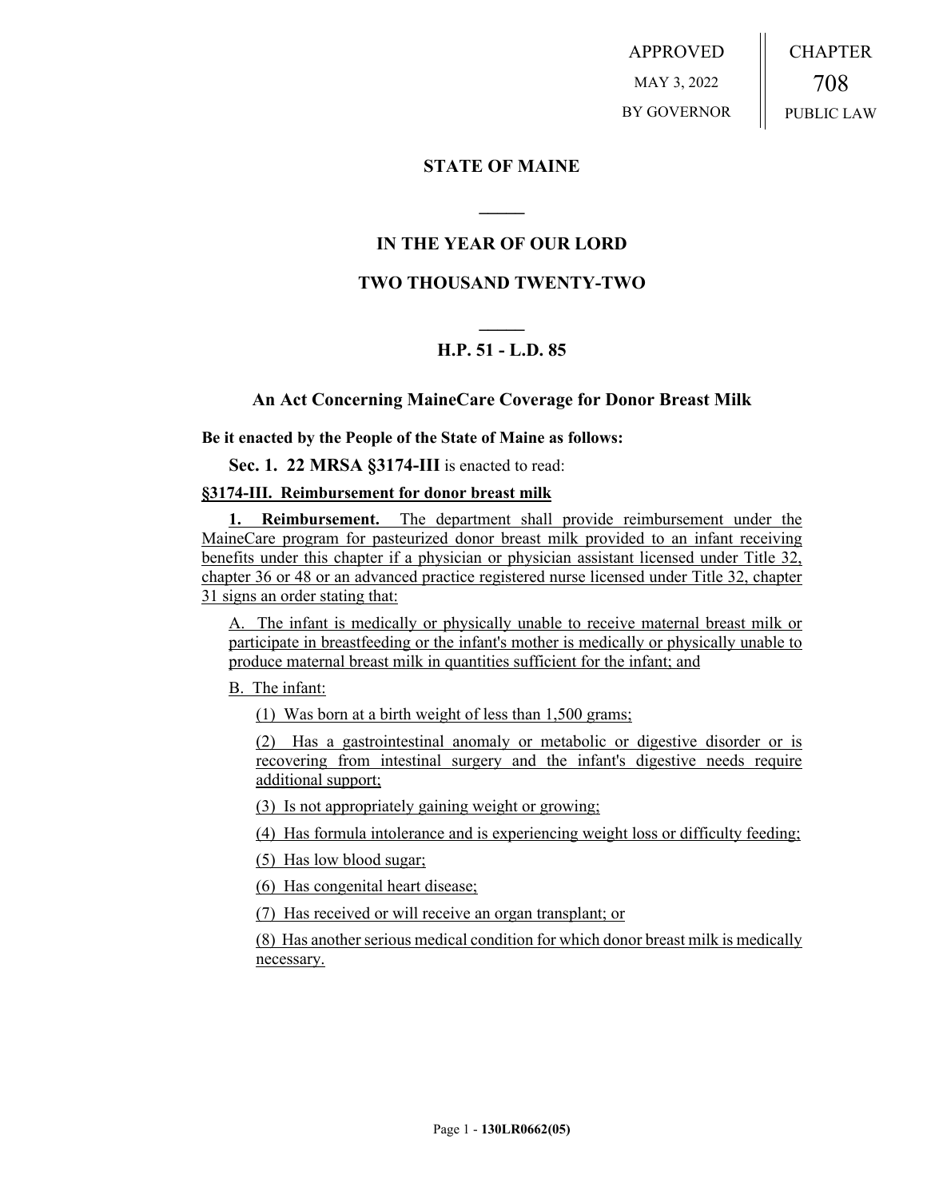APPROVED
MAY 3, 2022
BY GOVERNOR

CHAPTER
708
PUBLIC LAW

# STATE OF MAINE

## IN THE YEAR OF OUR LORD

## TWO THOUSAND TWENTY-TWO

## H.P. 51 - L.D. 85

### An Act Concerning MaineCare Coverage for Donor Breast Milk

**Be it enacted by the People of the State of Maine as follows:**

**Sec. 1. 22 MRSA §3174-III** is enacted to read:

**§3174-III. Reimbursement for donor breast milk**

**1. Reimbursement.** The department shall provide reimbursement under the MaineCare program for pasteurized donor breast milk provided to an infant receiving benefits under this chapter if a physician or physician assistant licensed under Title 32, chapter 36 or 48 or an advanced practice registered nurse licensed under Title 32, chapter 31 signs an order stating that:

A. The infant is medically or physically unable to receive maternal breast milk or participate in breastfeeding or the infant's mother is medically or physically unable to produce maternal breast milk in quantities sufficient for the infant; and

B. The infant:

(1) Was born at a birth weight of less than 1,500 grams;

(2) Has a gastrointestinal anomaly or metabolic or digestive disorder or is recovering from intestinal surgery and the infant's digestive needs require additional support;

(3) Is not appropriately gaining weight or growing;

(4) Has formula intolerance and is experiencing weight loss or difficulty feeding;

(5) Has low blood sugar;

(6) Has congenital heart disease;

(7) Has received or will receive an organ transplant; or

(8) Has another serious medical condition for which donor breast milk is medically necessary.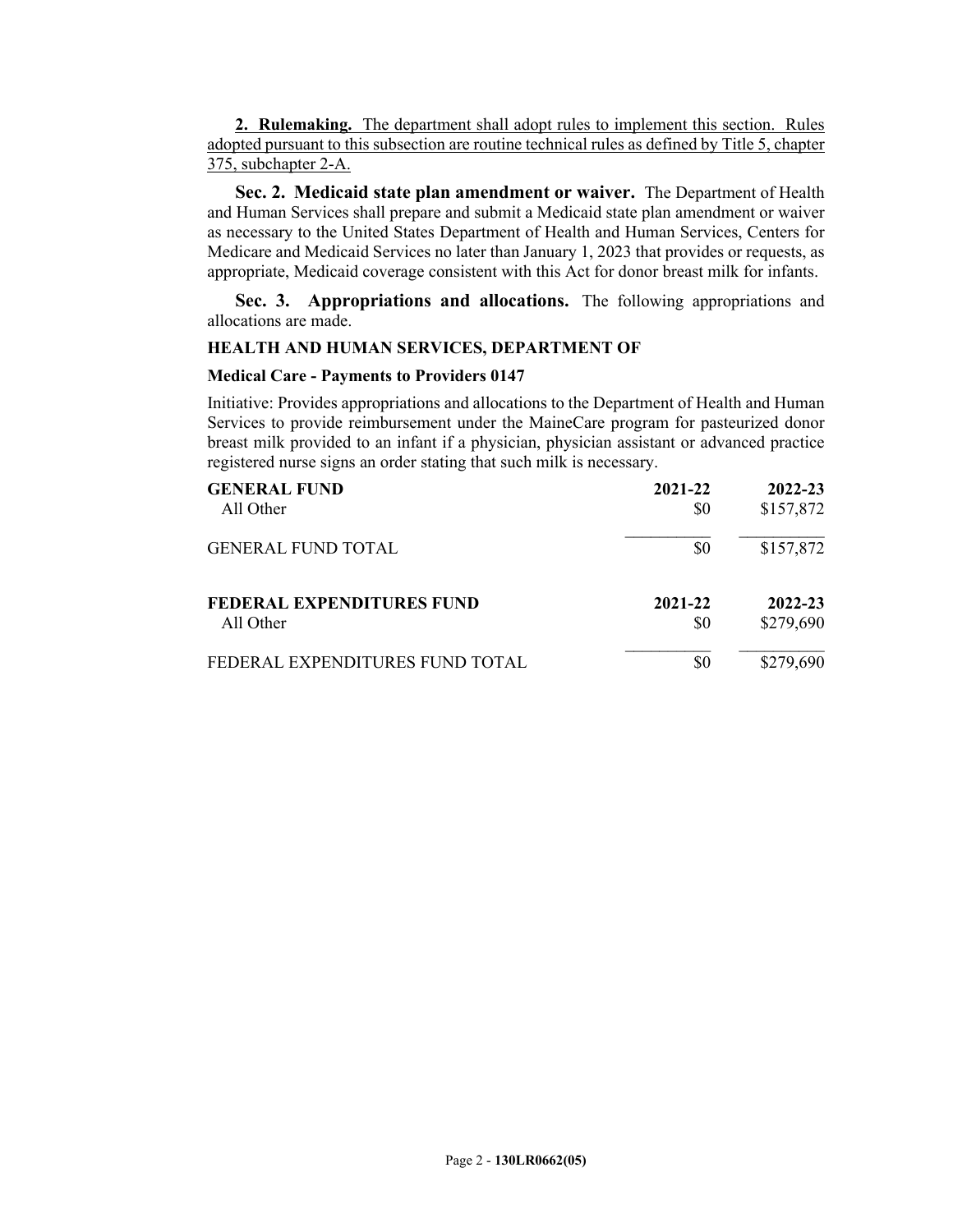**2. Rulemaking.** The department shall adopt rules to implement this section. Rules adopted pursuant to this subsection are routine technical rules as defined by Title 5, chapter 375, subchapter 2-A.

**Sec. 2. Medicaid state plan amendment or waiver.** The Department of Health and Human Services shall prepare and submit a Medicaid state plan amendment or waiver as necessary to the United States Department of Health and Human Services, Centers for Medicare and Medicaid Services no later than January 1, 2023 that provides or requests, as appropriate, Medicaid coverage consistent with this Act for donor breast milk for infants.

**Sec. 3. Appropriations and allocations.** The following appropriations and allocations are made.

**HEALTH AND HUMAN SERVICES, DEPARTMENT OF**

**Medical Care - Payments to Providers 0147**

Initiative: Provides appropriations and allocations to the Department of Health and Human Services to provide reimbursement under the MaineCare program for pasteurized donor breast milk provided to an infant if a physician, physician assistant or advanced practice registered nurse signs an order stating that such milk is necessary.

| **GENERAL FUND** | **2021-22** | **2022-23** |
|---|---|---|
| All Other | $0 | $157,872 |
| GENERAL FUND TOTAL | $0 | $157,872 |

| **FEDERAL EXPENDITURES FUND** | **2021-22** | **2022-23** |
|---|---|---|
| All Other | $0 | $279,690 |
| FEDERAL EXPENDITURES FUND TOTAL | $0 | $279,690 |